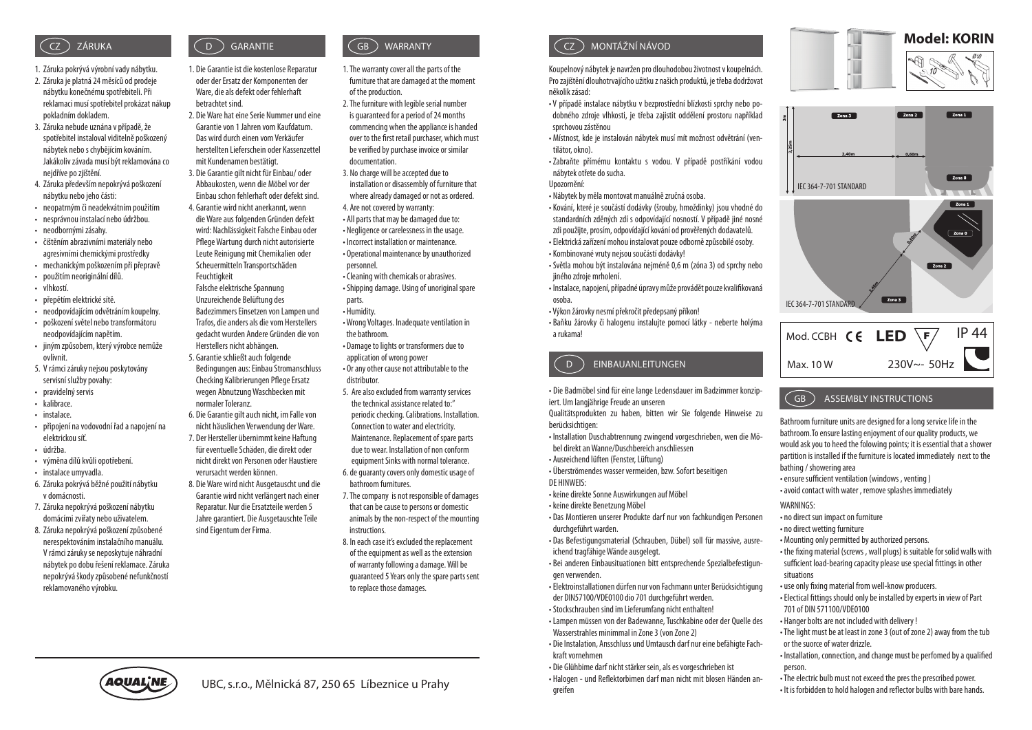## CZ ZÁRUKA

1. Záruka pokrývá výrobní vady nábytku.
2. Záruka je platná 24 měsíců od prodeje nábytku konečnému spotřebiteli. Při reklamaci musí spotřebitel prokázat nákup pokladním dokladem.
3. Záruka nebude uznána v případě, že spotřebitel instaloval viditelně poškozený nábytek nebo s chybějícím kováním. Jakákoliv závada musí být reklamována co nejdříve po zjištění.
4. Záruka především nepokrývá poškození nábytku nebo jeho části:
   - neopatrným či neadekvátním použitím
   - nesprávnou instalací nebo údržbou.
   - neodbornými zásahy.
   - čištěním abrazivními materiály nebo agresivními chemickými prostředky
   - mechanickým poškozením při přepravě
   - použitím neoriginální dílů.
   - vlhkostí.
   - přepětím elektrické sítě.
   - neodpovídajícím odvětráním koupelny.
   - poškození světel nebo transformátoru neodpovídajícím napětím.
   - jiným způsobem, který výrobce nemůže ovlivnit.
5. V rámci záruky nejsou poskytovány servisní služby povahy:
   - pravidelný servis
   - kalibrace.
   - instalace.
   - připojení na vodovodní řad a napojení na elektrickou síť.
   - údržba.
   - výměna dílů kvůli opotřebení.
   - instalace umyvadla.
6. Záruka pokrývá běžné použití nábytku v domácnosti.
7. Záruka nepokrývá poškození nábytku domácími zvířaty nebo uživatelem.
8. Záruka nepokrývá poškození způsobené nerespektováním instalačního manuálu. V rámci záruky se neposkytuje náhradní nábytek po dobu řešení reklamace. Záruka nepokrývá škody způsobené nefunkčností reklamovaného výrobku.

## D GARANTIE

1. Die Garantie ist die kostenlose Reparatur oder der Ersatz der Komponenten der Ware, die als defekt oder fehlerhaft betrachtet sind.
2. Die Ware hat eine Serie Nummer und eine Garantie von 1 Jahren vom Kaufdatum. Das wird durch einen vom Verkäufer herstellten Lieferschein oder Kassenzettel mit Kundenamen bestätigt.
3. Die Garantie gilt nicht für Einbau/ oder Abbaukosten, wenn die Möbel vor der Einbau schon fehlerhaft oder defekt sind.
4. Garantie wird nicht anerkannt, wenn die Ware aus folgenden Gründen defekt wird: Nachlässigkeit Falsche Einbau oder Pflege Wartung durch nicht autorisierte Leute Reinigung mit Chemikalien oder Scheuermitteln Transportschäden Feuchtigkeit
   Falsche elektrische Spannung Unzureichende Belüftung des Badezimmers Einsetzen von Lampen und Trafos, die anders als die vom Herstellers gedacht wurden Andere Gründen die von Herstellers nicht abhängen.
5. Garantie schließt auch folgende Bedingungen aus: Einbau Stromanschluss Checking Kalibrierungen Pflege Ersatz wegen Abnutzung Waschbecken mit normaler Toleranz.
6. Die Garantie gilt auch nicht, im Falle von nicht häuslichen Verwendung der Ware.
7. Der Hersteller übernimmt keine Haftung für eventuelle Schäden, die direkt oder nicht direkt von Personen oder Haustiere verursacht werden können.
8. Die Ware wird nicht Ausgetauscht und die Garantie wird nicht verlängert nach einer Reparatur. Nur die Ersatzteile werden 5 Jahre garantiert. Die Ausgetauschte Teile sind Eigentum der Firma.

## GB WARRANTY

1. The warranty cover all the parts of the furniture that are damaged at the moment of the production.
2. The furniture with legible serial number is guaranteed for a period of 24 months commencing when the appliance is handed over to the first retail purchaser, which must be verified by purchase invoice or similar documentation.
3. No charge will be accepted due to installation or disassembly of furniture that where already damaged or not as ordered.
4. Are not covered by warranty:
   - All parts that may be damaged due to:
   - Negligence or carelessness in the usage.
   - Incorrect installation or maintenance.
   - Operational maintenance by unauthorized personnel.
   - Cleaning with chemicals or abrasives.
   - Shipping damage. Using of unoriginal spare parts.
   - Humidity.
   - Wrong Voltages. Inadequate ventilation in the bathroom.
   - Damage to lights or transformers due to application of wrong power
   - Or any other cause not attributable to the distributor.
5. Are also excluded from warranty services the technical assistance related to:" periodic checking. Calibrations. Installation. Connection to water and electricity. Maintenance. Replacement of spare parts due to wear. Installation of non conform equipment Sinks with normal tolerance.
6. de guaranty covers only domestic usage of bathroom furnitures.
7. The company is not responsible of damages that can be cause to persons or domestic animals by the non-respect of the mounting instructions.
8. In each case it's excluded the replacement of the equipment as well as the extension of warranty following a damage. Will be guaranteed 5 Years only the spare parts sent to replace those damages.

AQUALINE UBC, s.r.o., Mělnická 87, 250 65 Líbeznice u Prahy

## CZ MONTÁŽNÍ NÁVOD

Koupelnový nábytek je navržen pro dlouhodobou životnost v koupelnách. Pro zajištění dlouhotrvajícího užitku z našich produktů, je třeba dodržovat několik zásad:

- V případě instalace nábytku v bezprostřední blízkosti sprchy nebo podobného zdroje vlhkosti, je třeba zajistit oddělení prostoru například sprchovou zástěnou
- Místnost, kde je instalován nábytek musí mít možnost odvětrání (ventilátor, okno).
- Zabraňte přímému kontaktu s vodou. V případě postříkání vodou nábytek otřete do sucha.

Upozornění:

- Nábytek by měla montovat manuálně zručná osoba.
- Kování, které je součástí dodávky (šrouby, hmoždinky) jsou vhodné do standardních zděných zdí s odpovídající nosností. V případě jiné nosné zdi použijte, prosím, odpovídající kování od prověřených dodavatelů.
- Elektrická zařízení mohou instalovat pouze odborně způsobilé osoby.
- Kombinované vruty nejsou součástí dodávky!
- Světla mohou být instalována nejméně 0,6 m (zóna 3) od sprchy nebo jiného zdroje mrholení.
- Instalace, napojení, případné úpravy může provádět pouze kvalifikovaná osoba.
- Výkon žárovky nesmí překročit předepsaný příkon!
- Baňku žárovky či halogenu instalujte pomocí látky - neberte holýma a rukama!

## D EINBAUANLEITUNGEN

- Die Badmöbel sind für eine lange Ledensdauer im Badzimmer konzipiert. Um langjährige Freude an unseren

Qualitätsprodukten zu haben, bitten wir Sie folgende Hinweise zu berücksichtigen:

- Installation Duschabtrennung zwingend vorgeschrieben, wen die Möbel direkt an Wanne/Duschbereich anschliessen
- Ausreichend lüften (Fenster, Lüftung)
- Überströmendes wasser vermeiden, bzw. Sofort beseitigen

DE HINWEIS:

- keine direkte Sonne Auswirkungen auf Möbel
- keine direkte Benetzung Möbel
- Das Montieren unserer Produkte darf nur von fachkundigen Personen durchgeführt warden.
- Das Befestigungsmaterial (Schrauben, Dübel) soll für massive, ausreichend tragfähige Wände ausgelegt.
- Bei anderen Einbausituationen bitt entsprechende Spezialbefestigungen verwenden.
- Elektroinstallationen dürfen nur von Fachmann unter Berücksichtigung der DIN57100/VDE0100 dio 701 durchgeführt werden.
- Stockschrauben sind im Lieferumfang nicht enthalten!
- Lampen müssen von der Badewanne, Tuschkabine oder der Quelle des Wasserstrahles minimmal in Zone 3 (von Zone 2)
- Die Instalation, Ansschluss und Umtausch darf nur eine befähigte Fachkraft vornehmen
- Die Glühbime darf nicht stärker sein, als es vorgeschrieben ist
- Halogen - und Reflektorbimen darf man nicht mit blosen Händen angreifen

**Model: KORIN**

Ø10

10

3m

2,25m

Zona 3 Zona 2 Zona 1

Zona 0

2,40m 0,60m

IEC 364-7-701 STANDARD

Zona 1 Zona 0 Zona 2 Zona 3

0,60m 2,40m

IEC 364-7-701 STANDARD

| Mod. CCBH CE **LED** F | IP 44 |
|---|---|
| Max. 10 W | 230V~- 50Hz |

## GB ASSEMBLY INSTRUCTIONS

Bathroom furniture units are designed for a long service life in the bathroom.To ensure lasting enjoyment of our quality products, we would ask you to heed the folowing points; it is essential that a shower partition is installed if the furniture is located immediately next to the bathing / showering area

- ensure sufficient ventilation (windows , venting )
- avoid contact with water , remove splashes immediately

WARNINGS:

- no direct sun impact on furniture
- no direct wetting furniture
- Mounting only permitted by authorized persons.
- the fixing material (screws , wall plugs) is suitable for solid walls with sufficient load-bearing capacity please use special fittings in other situations
- use only fixing material from well-know producers.
- Electical fittings should only be installed by experts in view of Part 701 of DIN 571100/VDE0100
- Hanger bolts are not included with delivery !
- The light must be at least in zone 3 (out of zone 2) away from the tub or the suorce of water drizzle.
- Installation, connection, and change must be perfomed by a qualified person.
- The electric bulb must not exceed the pres the prescribed power.
- It is forbidden to hold halogen and reflector bulbs with bare hands.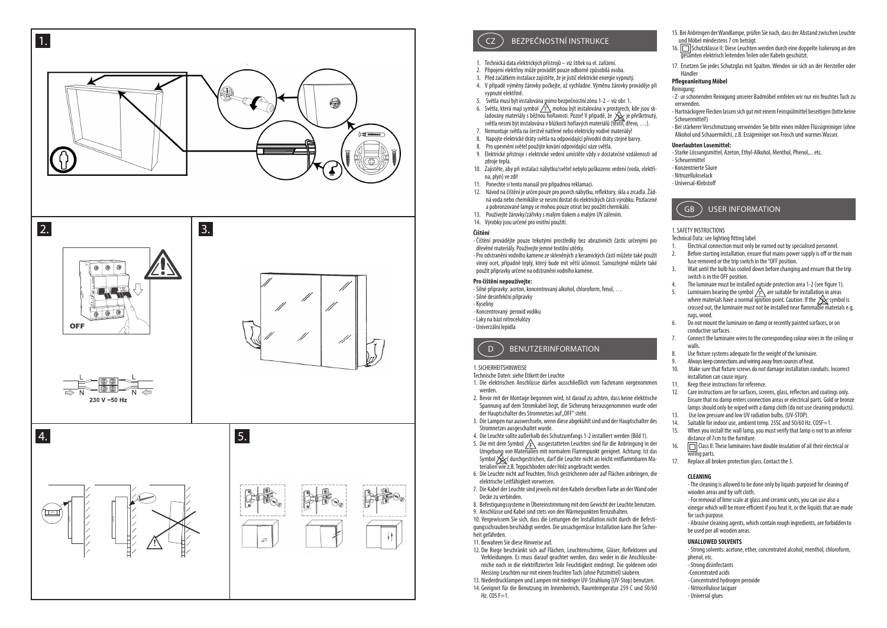1.

2.

OFF

230 V ~50 Hz

3.

4.

5.

## CZ BEZPEČNOSTNÍ INSTRUKCE

1. Technická data elektrických přístrojů – viz štítek na el. zařízení.
2. Připojení elektřiny může provádět pouze odborně způsobilá osoba.
3. Před začátkem instalace zajistěte, že je jistič elektrické energie vypnutý.
4. V případě výměny žárovky počkejte, až vychladne. Výměnu žárovky prováděje při vypnuté elektřině.
5. Světla musí být instalována mimo bezpečnostní zónu 1-2 – viz obr. 1.
6. Světla, která mají symbol F mohou být instalována v prostorech, kde jsou skladovány materiály s běžnou hořlavostí. Pozor! V případě, že F je přeškrtnutý, světla nesmí být instalována v blízkosti hořlavých materiálů (textil, dřevo, …).
7. Nemontuje světla na čerstvě natřené nebo elektricky vodivé materiály!
8. Napojte elektrické dráty světla na odpovídající přívodní dráty stejné barvy.
8. Pro upevnění světel použijte kování odpovídající váze světla.
9. Elektrické přístroje i elektrické vedení umístěte vždy v dostatečné vzdálenosti od zdroje tepla.
10. Zajistěte, aby při instalaci nábytku/světel nebylo poškozeno vedení (voda, elektřina, plyn) ve zdi!
11. Ponechte si tento manuál pro případnou reklamaci.
12. Návod na čištění je určen pouze pro povrch nábytku, reflektory, skla a zrcadla. Žádná voda nebo chemikálie se nesmí dostat do elektrických částí výrobku. Pozlacené a pobronzované lampy se mohou pouze otírat bez použití chemikálií.
13. Používejte žárovky/zářivky s malým tlakem a malým UV zářením.
14. Výrobky jsou určené pro vnitřní použití.

**Čištění**

- Čištění provádějte pouze tekutými prostředky bez abrazivních částic určenými pro dřevěné materiály. Používejte jemné textilní utěrky.
- Pro odstranění vodního kamene ze skleněných a keramických částí můžete také použít vinný ocet, případně teplý, který bude mít větší účinnost. Samozřejmě můžete také použít přípravky určené na odstranění vodního kamene.

**Pro čištění nepoužívejte:**

- Silné přípravky: aceton, koncentrovaný alkohol, chloroform, fenol, …
- Silné desinfekční přípravky
- Kyseliny
- Koncentrovaný peroxid vodíku
- Laky na bázi nitrocelulózy
- Univerzální lepidla

## D BENUTZERINFORMATION

1. SICHERHEITSHINWEISE

Technische Daten: siehe Etikett der Leuchte

1. Die elektrischen Anschlüsse dürfen ausschließlich vom Fachmann vorgenommen werden.
2. Bevor mit der Montage begonnen wird, ist darauf zu achten, dass keine elektrische Spannung auf dem Stromkabel liegt, die Sicherung herausgenommen wurde oder der Hauptschalter des Stromnetzes auf „OFF" steht.
3. Die Lampen nur auswechseln, wenn diese abgekühlt sind und der Hauptschalter des Stromnetzes ausgeschaltet wurde.
4. Die Leuchte sollte außerhalb des Schutzumfangs 1-2 installiert werden (Bild 1).
5. Die mit dem Symbol F ausgestatteten Leuchten sind für die Anbringung in der Umgebung von Materialien mit normalem Flammpunkt geeignet. Achtung: Ist das Symbol F ( durchgestrichen, darf die Leuchte nicht an leicht entflammbaren Materialien wie z.B. Teppichboden oder Holz angebracht werden.
6. Die Leuchte nicht auf feuchten, frisch gestrichenen oder auf Flächen anbringen, die elektrische Leitfähigkeit vorweisen.
7. Die Kabel der Leuchte sind jeweils mit den Kabeln derselben Farbe an der Wand oder Decke zu verbinden.
8. Befestigungssysteme in Übereinstimmung mit dem Gewicht der Leuchte benutzen.
9. Anschlüsse und Kabel sind stets von den Wärmepunkten fernzuhalten.
10. Vergewissem Sie sich, dass die Leitungen der Installation nicht durch die Befestigungsschrauben beschädigt werden. Die unsachgemässe Installation kann Ihre Sicherheit gefährden.
11. Bewahren Sie diese Hinweise auf.
12. Die Riege beschränkt sich auf Flächen, Leuchtenschirme, Gläser, Reflektoren und Verkleidungen. Es muss darauf geachtet werden, dass weder in die Anschlussbereiche noch in die elektrifizierten Teile Feuchtigkeit eindringt. Die goldenen oder Messing-Leuchten nur mit einem feuchten Tuch (ohne Putzmittel) säubern.
13. Niederdrucklampen und Lampen mit niedriger UV-Strahlung (UV-Stop) benutzen.
14. Geeignet für die Benutzung im Innenbereich, Raumtemperatur 25º C und 50/60 Hz. COS F=1.
15. Bei Anbringen der Wandlampe, prüfen Sie nach, dass der Abstand zwischen Leuchte und Möbel mindestens 7 cm beträgt.
16. Schutzklasse II: Diese Leuchten werden durch eine doppelte Isolierung an den gesamten elektrisch leitenden Teilen oder Kabeln geschützt.
17. Ersetzen Sie jedes Schutzglas mit Spalten. Wenden sie sich an der Hersteller oder Händler

**Pflegeanleitung Möbel**

Reinigung:

- Z- ur schonenden Reinigung unserer Badmöbel emfelen wir nur ein feuchtes Tuch zu verwenden.
- Hartnäckigere Flecken lassen sich gut mit einem Feinspülmittel beseitigen (bitte keine Scheuermittel!)
- Bei stärkerer Verschmutzung verwenden Sie bitte einen milden Flüssigreiniger (ohne Alkohol und Schauermilch), z.B. Essigreiniger von Frosch und warmes Wasser.

**Unerlaubten Losemittel:**

- Starke Lössungsmittel, Azeton, Ethyl-Alkohol, Menthol, Phenol,... etc.
- Scheuermittel
- Konzentrierte Säure
- Nitrozelluloselack
- Universal-Klebstoff

## GB USER INFORMATION

1. SAFETY INSTRUCTIONS

Technical Data: see lighting fitting label

1. Electrical connection must only be earned out by specialised personnel.
2. Before starting installation, ensure that mains power supply is off or the main fuse removed or the trip switch in the "OFF position.
3. Wait until the bulb has cooled down before changing and ensure that the trip switch is in the OFF position.
4. The luminaire must be installed outside protection area 1-2 (see figure 1).
5. Luminaires bearing the symbol F are suitable for installation in areas where materials have a normal ignition point. Caution: If the F symbol is crossed out, the luminaire must not be installed near flammable materials e.g. rugs, wood.
6. Do not mount the luminaire on damp or recently painted surfaces, or on conductive surfaces.
7. Connect the luminaire wires to the corresponding colour wires in the ceiling or walls.
8. Use fixture systems adequate for the weight of the luminaire.
9. Always keep connections and wiring away from sources of heat.
10. Make sure that fixture screws do not damage installation conduits. Incorrect installation can cause injury.
11. Keep these instructions for reference.
12. Care instructions are for surfaces, screens, glass, reflectors and coatings only. Ensure that no damp enters connection areas or electrical parts. Gold or bronze lamps should only be wiped with a damp cloth (do not use cleaning products).
13. Use low pressure and low UV radiation bulbs. (UV-STOP).
14. Suitable for indoor use, ambient temp. 25SC and 50/60 Hz. COSF=1.
15. When you install the wall lamp, you must verify that lamp is not to an inferior distance of 7cm to the furniture.
16. Class II: These luminaires have double insulation of ail their electrical or wiring parts.
17. Replace all broken protection glass. Contact the 3.

**CLEANING**

- The cleaning is allowed to be done only by liquids purposed for cleaning of wooden areas and by soft cloth.
- For removal of lime scale at glass and ceramic units, you can use also a vinegar which will be more efficient if you heat it, or the liquids that are made for such purpose.
- Abrasive cleaning agents, which contain rough ingredients, are forbidden to be used per all wooden areas.

**UNALLOWED SOLVENTS**

- Strong solvents: acetone, ether, concentrated alcohol, menthol, chloroform, phenol, etc.
- Strong disinfectants
- Concentrated acids
- Concentrated hydrogen peroxide
- Nitrocellulose lacquer
- Universal glues